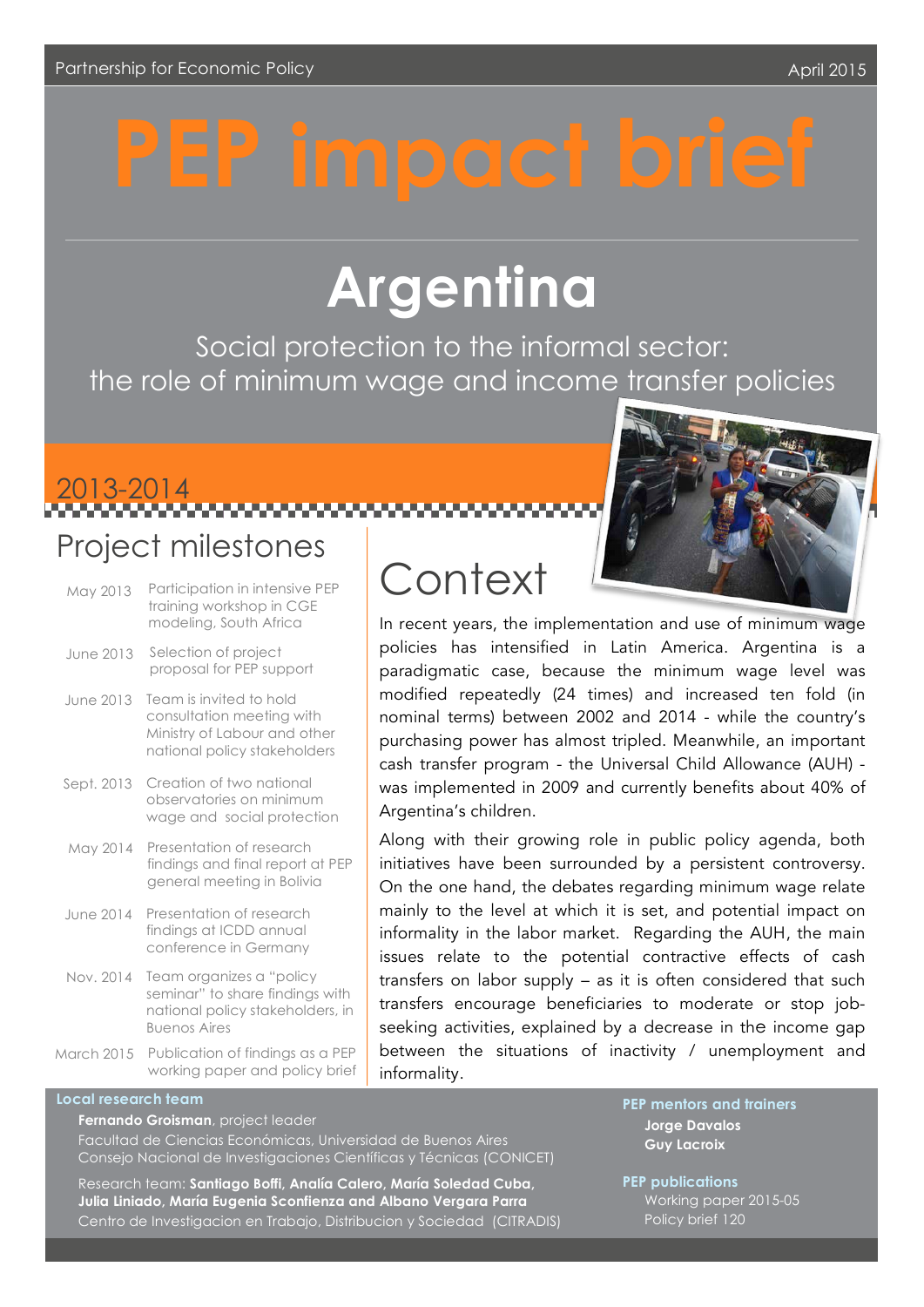Partnership for Economic Policy

April 2015

# PEP impact brief

# Argentina

## Social protection to the informal sector: the role of minimum wage and income transfer policies

### 2013-2014

## Project milestones

| | |
|---|---|
| May 2013 | Participation in intensive PEP training workshop in CGE modeling, South Africa |
| June 2013 | Selection of project proposal for PEP support |
| June 2013 | Team is invited to hold consultation meeting with Ministry of Labour and other national policy stakeholders |
| Sept. 2013 | Creation of two national observatories on minimum wage and social protection |
| May 2014 | Presentation of research findings and final report at PEP general meeting in Bolivia |
| June 2014 | Presentation of research findings at ICDD annual conference in Germany |
| Nov. 2014 | Team organizes a "policy seminar" to share findings with national policy stakeholders, in Buenos Aires |
| March 2015 | Publication of findings as a PEP working paper and policy brief |

## Context

In recent years, the implementation and use of minimum wage policies has intensified in Latin America. Argentina is a paradigmatic case, because the minimum wage level was modified repeatedly (24 times) and increased ten fold (in nominal terms) between 2002 and 2014 - while the country's purchasing power has almost tripled. Meanwhile, an important cash transfer program - the Universal Child Allowance (AUH) - was implemented in 2009 and currently benefits about 40% of Argentina's children.

Along with their growing role in public policy agenda, both initiatives have been surrounded by a persistent controversy. On the one hand, the debates regarding minimum wage relate mainly to the level at which it is set, and potential impact on informality in the labor market. Regarding the AUH, the main issues relate to the potential contractive effects of cash transfers on labor supply – as it is often considered that such transfers encourage beneficiaries to moderate or stop job-seeking activities, explained by a decrease in the income gap between the situations of inactivity / unemployment and informality.

**Local research team**

**Fernando Groisman**, project leader
Facultad de Ciencias Económicas, Universidad de Buenos Aires
Consejo Nacional de Investigaciones Científicas y Técnicas (CONICET)

Research team: **Santiago Boffi, Analía Calero, María Soledad Cuba, Julia Liniado, María Eugenia Sconfienza and Albano Vergara Parra**
Centro de Investigacion en Trabajo, Distribucion y Sociedad (CITRADIS)

**PEP mentors and trainers**

**Jorge Davalos**
**Guy Lacroix**

**PEP publications**

Working paper 2015-05
Policy brief 120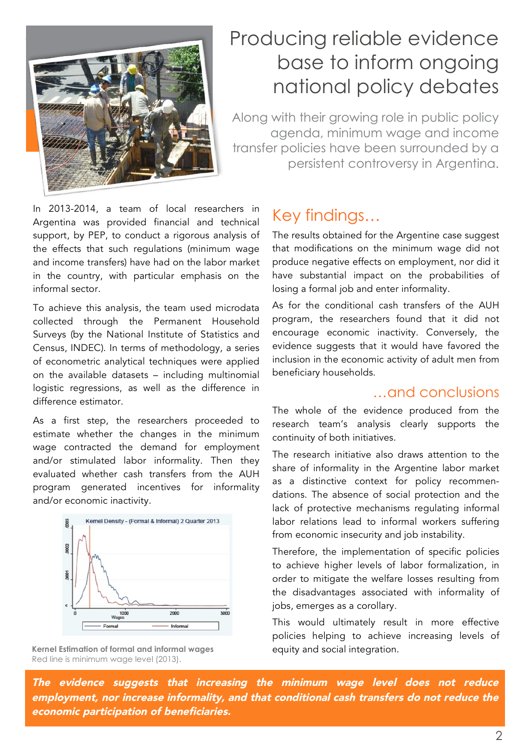# Producing reliable evidence base to inform ongoing national policy debates

Along with their growing role in public policy agenda, minimum wage and income transfer policies have been surrounded by a persistent controversy in Argentina.

In 2013-2014, a team of local researchers in Argentina was provided financial and technical support, by PEP, to conduct a rigorous analysis of the effects that such regulations (minimum wage and income transfers) have had on the labor market in the country, with particular emphasis on the informal sector.

To achieve this analysis, the team used microdata collected through the Permanent Household Surveys (by the National Institute of Statistics and Census, INDEC). In terms of methodology, a series of econometric analytical techniques were applied on the available datasets – including multinomial logistic regressions, as well as the difference in difference estimator.

As a first step, the researchers proceeded to estimate whether the changes in the minimum wage contracted the demand for employment and/or stimulated labor informality. Then they evaluated whether cash transfers from the AUH program generated incentives for informality and/or economic inactivity.

**Kernel Estimation of formal and informal wages**
Red line is minimum wage level (2013).

## Key findings...

The results obtained for the Argentine case suggest that modifications on the minimum wage did not produce negative effects on employment, nor did it have substantial impact on the probabilities of losing a formal job and enter informality.

As for the conditional cash transfers of the AUH program, the researchers found that it did not encourage economic inactivity. Conversely, the evidence suggests that it would have favored the inclusion in the economic activity of adult men from beneficiary households.

## ...and conclusions

The whole of the evidence produced from the research team's analysis clearly supports the continuity of both initiatives.

The research initiative also draws attention to the share of informality in the Argentine labor market as a distinctive context for policy recommendations. The absence of social protection and the lack of protective mechanisms regulating informal labor relations lead to informal workers suffering from economic insecurity and job instability.

Therefore, the implementation of specific policies to achieve higher levels of labor formalization, in order to mitigate the welfare losses resulting from the disadvantages associated with informality of jobs, emerges as a corollary.

This would ultimately result in more effective policies helping to achieve increasing levels of equity and social integration.

***The evidence suggests that increasing the minimum wage level does not reduce employment, nor increase informality, and that conditional cash transfers do not reduce the economic participation of beneficiaries.***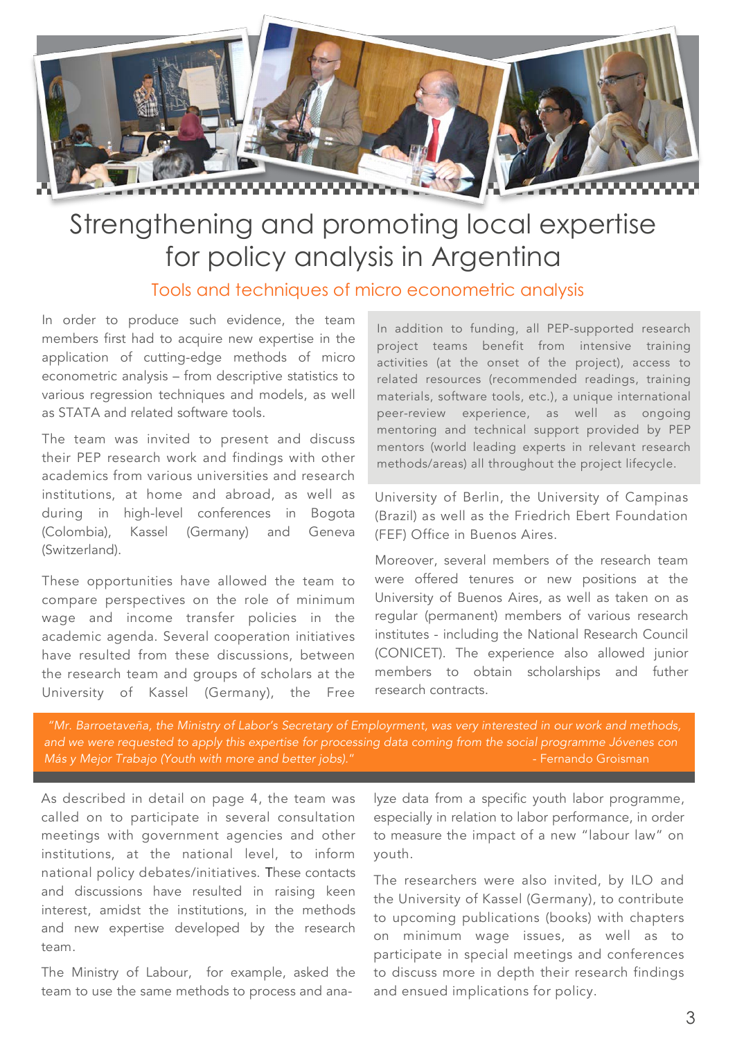# Strengthening and promoting local expertise for policy analysis in Argentina

## Tools and techniques of micro econometric analysis

In order to produce such evidence, the team members first had to acquire new expertise in the application of cutting-edge methods of micro econometric analysis – from descriptive statistics to various regression techniques and models, as well as STATA and related software tools.

The team was invited to present and discuss their PEP research work and findings with other academics from various universities and research institutions, at home and abroad, as well as during in high-level conferences in Bogota (Colombia), Kassel (Germany) and Geneva (Switzerland).

These opportunities have allowed the team to compare perspectives on the role of minimum wage and income transfer policies in the academic agenda. Several cooperation initiatives have resulted from these discussions, between the research team and groups of scholars at the University of Kassel (Germany), the Free University of Berlin, the University of Campinas (Brazil) as well as the Friedrich Ebert Foundation (FEF) Office in Buenos Aires.

In addition to funding, all PEP-supported research project teams benefit from intensive training activities (at the onset of the project), access to related resources (recommended readings, training materials, software tools, etc.), a unique international peer-review experience, as well as ongoing mentoring and technical support provided by PEP mentors (world leading experts in relevant research methods/areas) all throughout the project lifecycle.

Moreover, several members of the research team were offered tenures or new positions at the University of Buenos Aires, as well as taken on as regular (permanent) members of various research institutes - including the National Research Council (CONICET). The experience also allowed junior members to obtain scholarships and futher research contracts.

*"Mr. Barroetaveña, the Ministry of Labor's Secretary of Employment, was very interested in our work and methods, and we were requested to apply this expertise for processing data coming from the social programme Jóvenes con Más y Mejor Trabajo (Youth with more and better jobs)."*

- Fernando Groisman

As described in detail on page 4, the team was called on to participate in several consultation meetings with government agencies and other institutions, at the national level, to inform national policy debates/initiatives. These contacts and discussions have resulted in raising keen interest, amidst the institutions, in the methods and new expertise developed by the research team.

The Ministry of Labour, for example, asked the team to use the same methods to process and analyze data from a specific youth labor programme, especially in relation to labor performance, in order to measure the impact of a new "labour law" on youth.

The researchers were also invited, by ILO and the University of Kassel (Germany), to contribute to upcoming publications (books) with chapters on minimum wage issues, as well as to participate in special meetings and conferences to discuss more in depth their research findings and ensued implications for policy.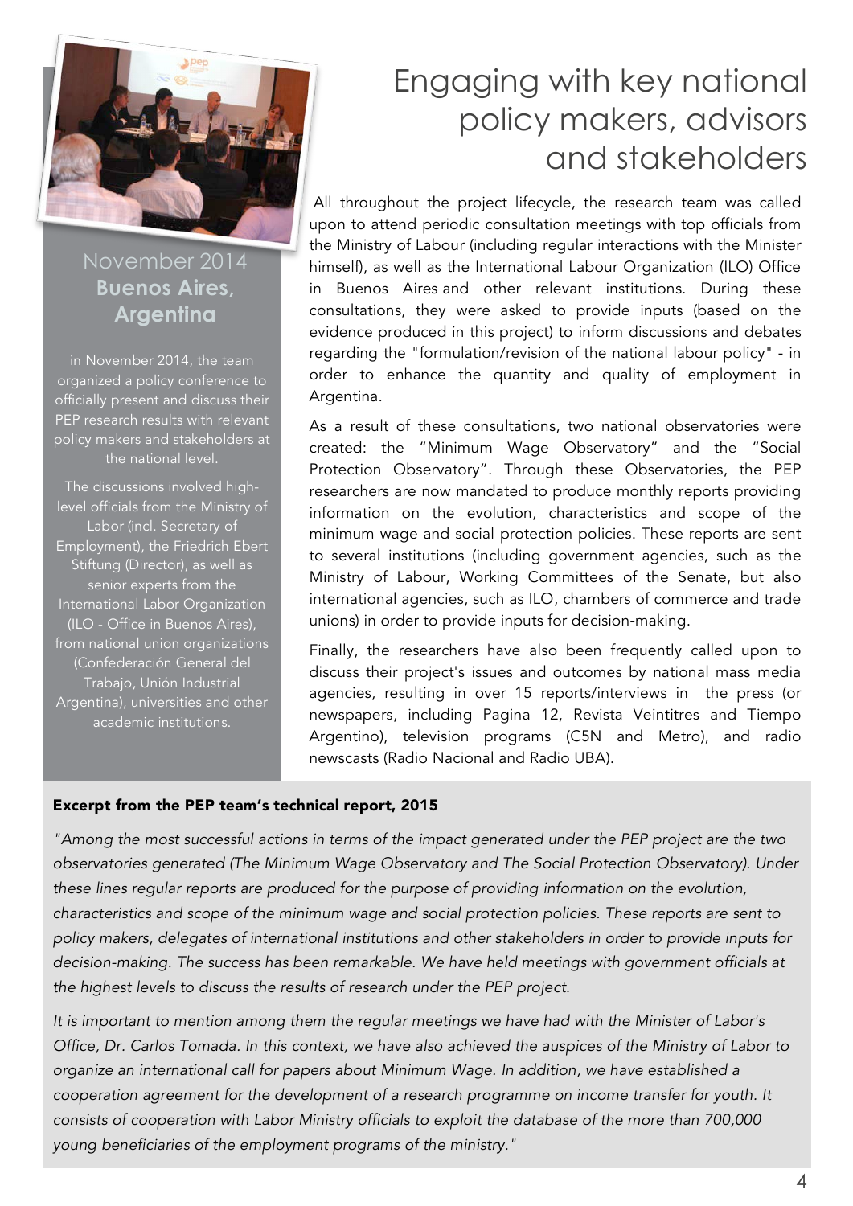# Engaging with key national policy makers, advisors and stakeholders

All throughout the project lifecycle, the research team was called upon to attend periodic consultation meetings with top officials from the Ministry of Labour (including regular interactions with the Minister himself), as well as the International Labour Organization (ILO) Office in Buenos Aires and other relevant institutions. During these consultations, they were asked to provide inputs (based on the evidence produced in this project) to inform discussions and debates regarding the "formulation/revision of the national labour policy" - in order to enhance the quantity and quality of employment in Argentina.

As a result of these consultations, two national observatories were created: the "Minimum Wage Observatory" and the "Social Protection Observatory". Through these Observatories, the PEP researchers are now mandated to produce monthly reports providing information on the evolution, characteristics and scope of the minimum wage and social protection policies. These reports are sent to several institutions (including government agencies, such as the Ministry of Labour, Working Committees of the Senate, but also international agencies, such as ILO, chambers of commerce and trade unions) in order to provide inputs for decision-making.

Finally, the researchers have also been frequently called upon to discuss their project's issues and outcomes by national mass media agencies, resulting in over 15 reports/interviews in the press (or newspapers, including Pagina 12, Revista Veintitres and Tiempo Argentino), television programs (C5N and Metro), and radio newscasts (Radio Nacional and Radio UBA).

## November 2014
## **Buenos Aires, Argentina**

in November 2014, the team organized a policy conference to officially present and discuss their PEP research results with relevant policy makers and stakeholders at the national level.

The discussions involved high-level officials from the Ministry of Labor (incl. Secretary of Employment), the Friedrich Ebert Stiftung (Director), as well as senior experts from the International Labor Organization (ILO - Office in Buenos Aires), from national union organizations (Confederación General del Trabajo, Unión Industrial Argentina), universities and other academic institutions.

**Excerpt from the PEP team's technical report, 2015**

*"Among the most successful actions in terms of the impact generated under the PEP project are the two observatories generated (The Minimum Wage Observatory and The Social Protection Observatory). Under these lines regular reports are produced for the purpose of providing information on the evolution, characteristics and scope of the minimum wage and social protection policies. These reports are sent to policy makers, delegates of international institutions and other stakeholders in order to provide inputs for decision-making. The success has been remarkable. We have held meetings with government officials at the highest levels to discuss the results of research under the PEP project.*

*It is important to mention among them the regular meetings we have had with the Minister of Labor's Office, Dr. Carlos Tomada. In this context, we have also achieved the auspices of the Ministry of Labor to organize an international call for papers about Minimum Wage. In addition, we have established a cooperation agreement for the development of a research programme on income transfer for youth. It consists of cooperation with Labor Ministry officials to exploit the database of the more than 700,000 young beneficiaries of the employment programs of the ministry."*